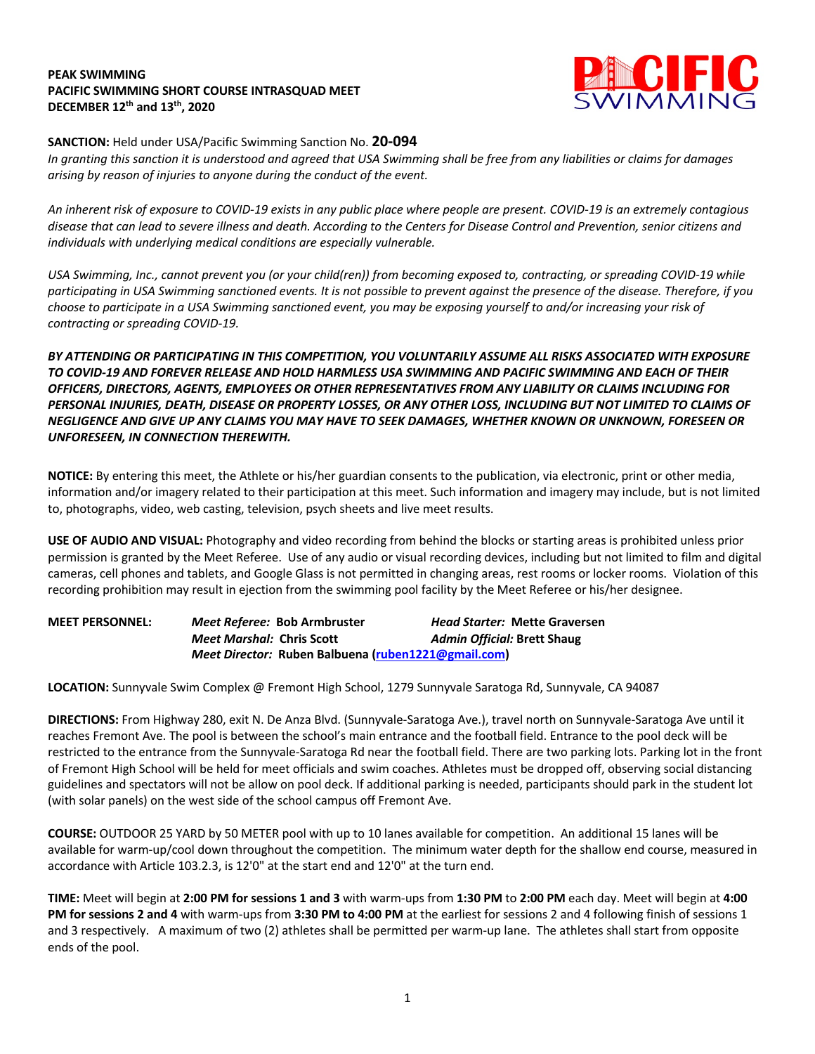**PEAK SWIMMING**
**PACIFIC SWIMMING SHORT COURSE INTRASQUAD MEET**
**DECEMBER 12th and 13th, 2020**

**SANCTION:** Held under USA/Pacific Swimming Sanction No. **20-094**
*In granting this sanction it is understood and agreed that USA Swimming shall be free from any liabilities or claims for damages arising by reason of injuries to anyone during the conduct of the event.*

*An inherent risk of exposure to COVID-19 exists in any public place where people are present. COVID-19 is an extremely contagious disease that can lead to severe illness and death. According to the Centers for Disease Control and Prevention, senior citizens and individuals with underlying medical conditions are especially vulnerable.*

*USA Swimming, Inc., cannot prevent you (or your child(ren)) from becoming exposed to, contracting, or spreading COVID-19 while participating in USA Swimming sanctioned events. It is not possible to prevent against the presence of the disease. Therefore, if you choose to participate in a USA Swimming sanctioned event, you may be exposing yourself to and/or increasing your risk of contracting or spreading COVID-19.*

***BY ATTENDING OR PARTICIPATING IN THIS COMPETITION, YOU VOLUNTARILY ASSUME ALL RISKS ASSOCIATED WITH EXPOSURE TO COVID-19 AND FOREVER RELEASE AND HOLD HARMLESS USA SWIMMING AND PACIFIC SWIMMING AND EACH OF THEIR OFFICERS, DIRECTORS, AGENTS, EMPLOYEES OR OTHER REPRESENTATIVES FROM ANY LIABILITY OR CLAIMS INCLUDING FOR PERSONAL INJURIES, DEATH, DISEASE OR PROPERTY LOSSES, OR ANY OTHER LOSS, INCLUDING BUT NOT LIMITED TO CLAIMS OF NEGLIGENCE AND GIVE UP ANY CLAIMS YOU MAY HAVE TO SEEK DAMAGES, WHETHER KNOWN OR UNKNOWN, FORESEEN OR UNFORESEEN, IN CONNECTION THEREWITH.***

**NOTICE:** By entering this meet, the Athlete or his/her guardian consents to the publication, via electronic, print or other media, information and/or imagery related to their participation at this meet. Such information and imagery may include, but is not limited to, photographs, video, web casting, television, psych sheets and live meet results.

**USE OF AUDIO AND VISUAL:** Photography and video recording from behind the blocks or starting areas is prohibited unless prior permission is granted by the Meet Referee. Use of any audio or visual recording devices, including but not limited to film and digital cameras, cell phones and tablets, and Google Glass is not permitted in changing areas, rest rooms or locker rooms. Violation of this recording prohibition may result in ejection from the swimming pool facility by the Meet Referee or his/her designee.

**MEET PERSONNEL:**
*Meet Referee:* **Bob Armbruster** — *Head Starter:* **Mette Graversen**
*Meet Marshal:* **Chris Scott** — *Admin Official:* **Brett Shaug**
*Meet Director:* **Ruben Balbuena (ruben1221@gmail.com)**

**LOCATION:** Sunnyvale Swim Complex @ Fremont High School, 1279 Sunnyvale Saratoga Rd, Sunnyvale, CA 94087

**DIRECTIONS:** From Highway 280, exit N. De Anza Blvd. (Sunnyvale-Saratoga Ave.), travel north on Sunnyvale-Saratoga Ave until it reaches Fremont Ave. The pool is between the school's main entrance and the football field. Entrance to the pool deck will be restricted to the entrance from the Sunnyvale-Saratoga Rd near the football field. There are two parking lots. Parking lot in the front of Fremont High School will be held for meet officials and swim coaches. Athletes must be dropped off, observing social distancing guidelines and spectators will not be allow on pool deck. If additional parking is needed, participants should park in the student lot (with solar panels) on the west side of the school campus off Fremont Ave.

**COURSE:** OUTDOOR 25 YARD by 50 METER pool with up to 10 lanes available for competition. An additional 15 lanes will be available for warm-up/cool down throughout the competition. The minimum water depth for the shallow end course, measured in accordance with Article 103.2.3, is 12'0" at the start end and 12'0" at the turn end.

**TIME:** Meet will begin at **2:00 PM for sessions 1 and 3** with warm-ups from **1:30 PM** to **2:00 PM** each day. Meet will begin at **4:00 PM for sessions 2 and 4** with warm-ups from **3:30 PM to 4:00 PM** at the earliest for sessions 2 and 4 following finish of sessions 1 and 3 respectively. A maximum of two (2) athletes shall be permitted per warm-up lane. The athletes shall start from opposite ends of the pool.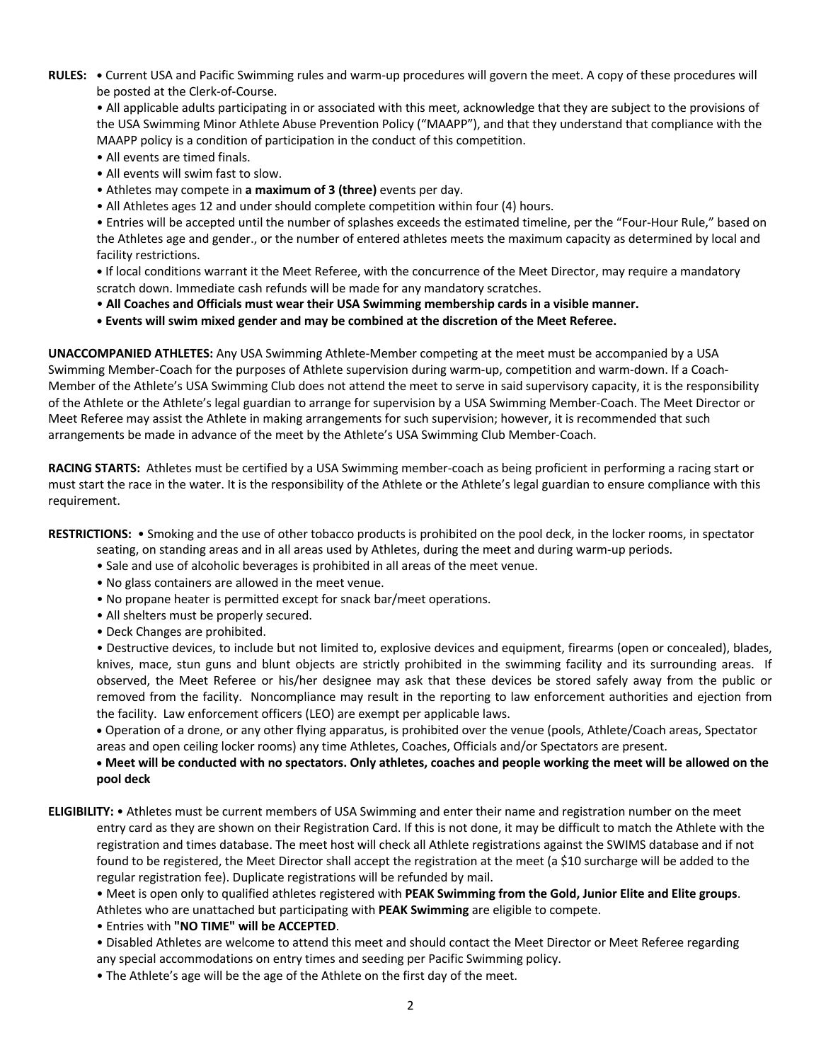**RULES:** • Current USA and Pacific Swimming rules and warm-up procedures will govern the meet. A copy of these procedures will be posted at the Clerk-of-Course.

• All applicable adults participating in or associated with this meet, acknowledge that they are subject to the provisions of the USA Swimming Minor Athlete Abuse Prevention Policy ("MAAPP"), and that they understand that compliance with the MAAPP policy is a condition of participation in the conduct of this competition.

• All events are timed finals.

• All events will swim fast to slow.

• Athletes may compete in **a maximum of 3 (three)** events per day.

• All Athletes ages 12 and under should complete competition within four (4) hours.

• Entries will be accepted until the number of splashes exceeds the estimated timeline, per the "Four-Hour Rule," based on the Athletes age and gender., or the number of entered athletes meets the maximum capacity as determined by local and facility restrictions.

• If local conditions warrant it the Meet Referee, with the concurrence of the Meet Director, may require a mandatory scratch down. Immediate cash refunds will be made for any mandatory scratches.

• **All Coaches and Officials must wear their USA Swimming membership cards in a visible manner.**

• **Events will swim mixed gender and may be combined at the discretion of the Meet Referee.**

**UNACCOMPANIED ATHLETES:** Any USA Swimming Athlete-Member competing at the meet must be accompanied by a USA Swimming Member-Coach for the purposes of Athlete supervision during warm-up, competition and warm-down. If a Coach-Member of the Athlete's USA Swimming Club does not attend the meet to serve in said supervisory capacity, it is the responsibility of the Athlete or the Athlete's legal guardian to arrange for supervision by a USA Swimming Member-Coach. The Meet Director or Meet Referee may assist the Athlete in making arrangements for such supervision; however, it is recommended that such arrangements be made in advance of the meet by the Athlete's USA Swimming Club Member-Coach.

**RACING STARTS:** Athletes must be certified by a USA Swimming member-coach as being proficient in performing a racing start or must start the race in the water. It is the responsibility of the Athlete or the Athlete's legal guardian to ensure compliance with this requirement.

**RESTRICTIONS:** • Smoking and the use of other tobacco products is prohibited on the pool deck, in the locker rooms, in spectator seating, on standing areas and in all areas used by Athletes, during the meet and during warm-up periods.

• Sale and use of alcoholic beverages is prohibited in all areas of the meet venue.

• No glass containers are allowed in the meet venue.

• No propane heater is permitted except for snack bar/meet operations.

• All shelters must be properly secured.

• Deck Changes are prohibited.

• Destructive devices, to include but not limited to, explosive devices and equipment, firearms (open or concealed), blades, knives, mace, stun guns and blunt objects are strictly prohibited in the swimming facility and its surrounding areas. If observed, the Meet Referee or his/her designee may ask that these devices be stored safely away from the public or removed from the facility. Noncompliance may result in the reporting to law enforcement authorities and ejection from the facility. Law enforcement officers (LEO) are exempt per applicable laws.

• Operation of a drone, or any other flying apparatus, is prohibited over the venue (pools, Athlete/Coach areas, Spectator areas and open ceiling locker rooms) any time Athletes, Coaches, Officials and/or Spectators are present.

• **Meet will be conducted with no spectators. Only athletes, coaches and people working the meet will be allowed on the pool deck**

**ELIGIBILITY:** • Athletes must be current members of USA Swimming and enter their name and registration number on the meet entry card as they are shown on their Registration Card. If this is not done, it may be difficult to match the Athlete with the registration and times database. The meet host will check all Athlete registrations against the SWIMS database and if not found to be registered, the Meet Director shall accept the registration at the meet (a $10 surcharge will be added to the regular registration fee). Duplicate registrations will be refunded by mail.

• Meet is open only to qualified athletes registered with **PEAK Swimming from the Gold, Junior Elite and Elite groups**. Athletes who are unattached but participating with **PEAK Swimming** are eligible to compete.

• Entries with **"NO TIME" will be ACCEPTED**.

• Disabled Athletes are welcome to attend this meet and should contact the Meet Director or Meet Referee regarding any special accommodations on entry times and seeding per Pacific Swimming policy.

• The Athlete's age will be the age of the Athlete on the first day of the meet.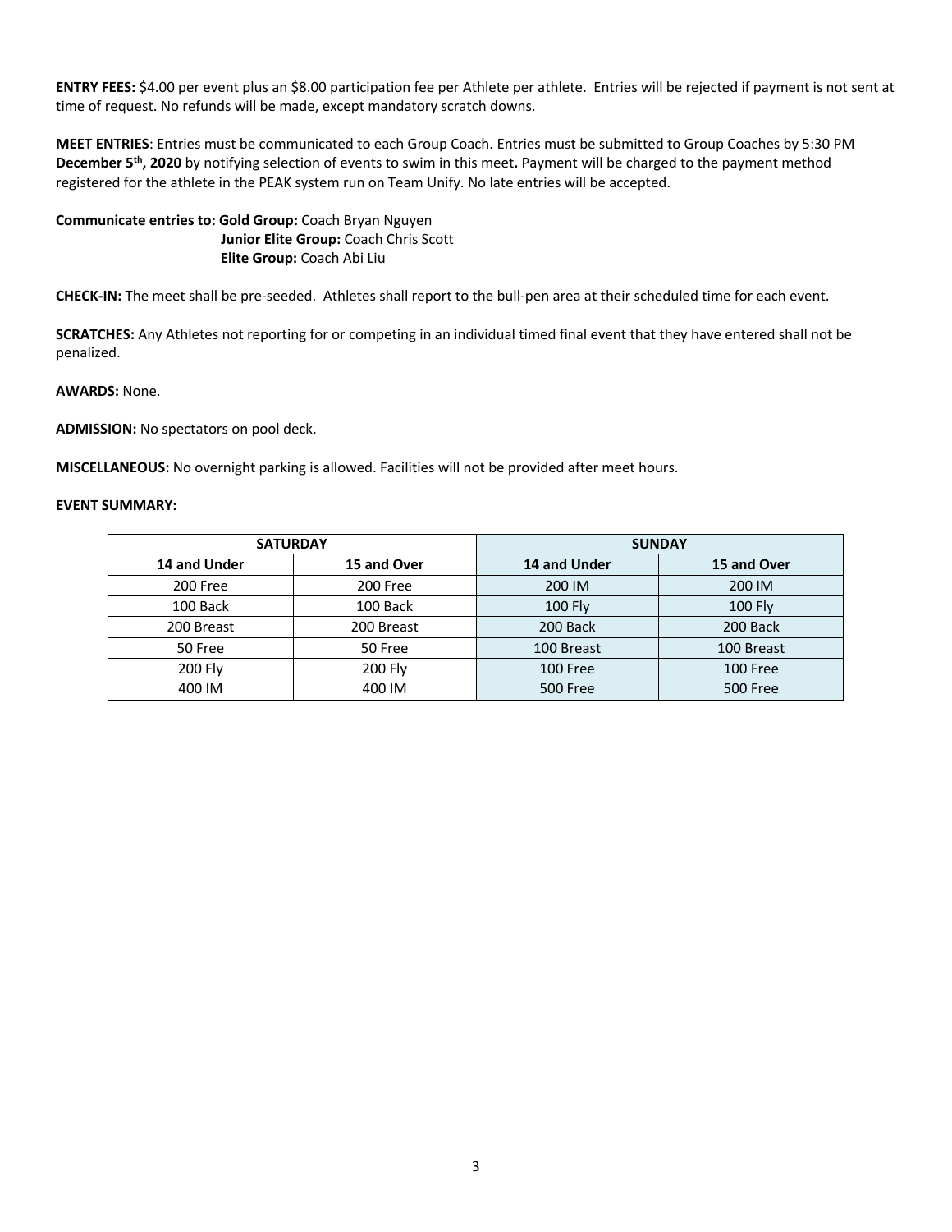**ENTRY FEES:** $4.00 per event plus an $8.00 participation fee per Athlete per athlete. Entries will be rejected if payment is not sent at time of request. No refunds will be made, except mandatory scratch downs.

**MEET ENTRIES**: Entries must be communicated to each Group Coach. Entries must be submitted to Group Coaches by 5:30 PM **December 5th, 2020** by notifying selection of events to swim in this meet**.** Payment will be charged to the payment method registered for the athlete in the PEAK system run on Team Unify. No late entries will be accepted.

**Communicate entries to: Gold Group:** Coach Bryan Nguyen
**Junior Elite Group:** Coach Chris Scott
**Elite Group:** Coach Abi Liu

**CHECK-IN:** The meet shall be pre-seeded. Athletes shall report to the bull-pen area at their scheduled time for each event.

**SCRATCHES:** Any Athletes not reporting for or competing in an individual timed final event that they have entered shall not be penalized.

**AWARDS:** None.

**ADMISSION:** No spectators on pool deck.

**MISCELLANEOUS:** No overnight parking is allowed. Facilities will not be provided after meet hours.

**EVENT SUMMARY:**

| SATURDAY | | SUNDAY | |
|---|---|---|---|
| **14 and Under** | **15 and Over** | **14 and Under** | **15 and Over** |
| 200 Free | 200 Free | 200 IM | 200 IM |
| 100 Back | 100 Back | 100 Fly | 100 Fly |
| 200 Breast | 200 Breast | 200 Back | 200 Back |
| 50 Free | 50 Free | 100 Breast | 100 Breast |
| 200 Fly | 200 Fly | 100 Free | 100 Free |
| 400 IM | 400 IM | 500 Free | 500 Free |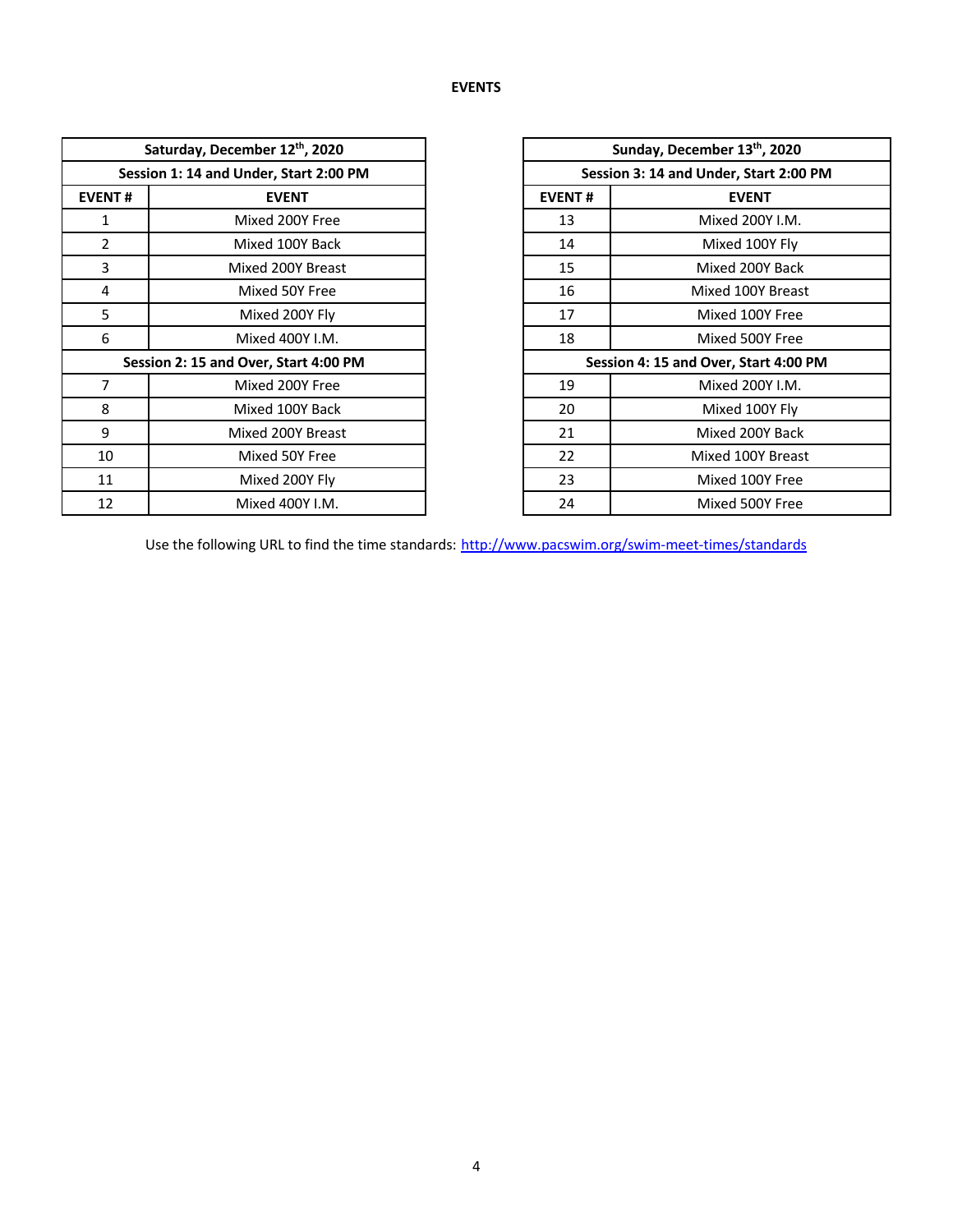# EVENTS

| Saturday, December 12th, 2020 | |
|---|---|
| **Session 1: 14 and Under, Start 2:00 PM** | |
| **EVENT #** | **EVENT** |
| 1 | Mixed 200Y Free |
| 2 | Mixed 100Y Back |
| 3 | Mixed 200Y Breast |
| 4 | Mixed 50Y Free |
| 5 | Mixed 200Y Fly |
| 6 | Mixed 400Y I.M. |
| **Session 2: 15 and Over, Start 4:00 PM** | |
| 7 | Mixed 200Y Free |
| 8 | Mixed 100Y Back |
| 9 | Mixed 200Y Breast |
| 10 | Mixed 50Y Free |
| 11 | Mixed 200Y Fly |
| 12 | Mixed 400Y I.M. |

| Sunday, December 13th, 2020 | |
|---|---|
| **Session 3: 14 and Under, Start 2:00 PM** | |
| **EVENT #** | **EVENT** |
| 13 | Mixed 200Y I.M. |
| 14 | Mixed 100Y Fly |
| 15 | Mixed 200Y Back |
| 16 | Mixed 100Y Breast |
| 17 | Mixed 100Y Free |
| 18 | Mixed 500Y Free |
| **Session 4: 15 and Over, Start 4:00 PM** | |
| 19 | Mixed 200Y I.M. |
| 20 | Mixed 100Y Fly |
| 21 | Mixed 200Y Back |
| 22 | Mixed 100Y Breast |
| 23 | Mixed 100Y Free |
| 24 | Mixed 500Y Free |

Use the following URL to find the time standards: http://www.pacswim.org/swim-meet-times/standards